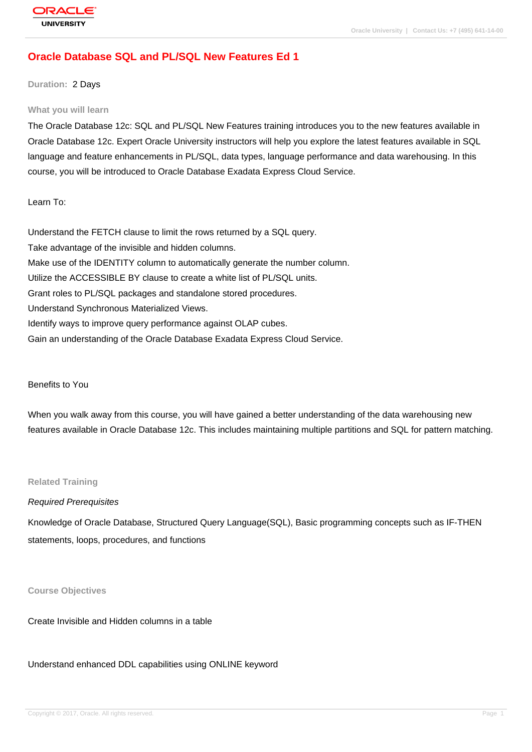# Oracle Database SQL and PL/SQL New Features Ed 1

**Duration:** 2 Days

## What you will learn

The Oracle Database 12c: SQL and PL/SQL New Features training introduces you to the new features available in Oracle Database 12c. Expert Oracle University instructors will help you explore the latest features available in SQL language and feature enhancements in PL/SQL, data types, language performance and data warehousing. In this course, you will be introduced to Oracle Database Exadata Express Cloud Service.

Learn To:

Understand the FETCH clause to limit the rows returned by a SQL query.
Take advantage of the invisible and hidden columns.
Make use of the IDENTITY column to automatically generate the number column.
Utilize the ACCESSIBLE BY clause to create a white list of PL/SQL units.
Grant roles to PL/SQL packages and standalone stored procedures.
Understand Synchronous Materialized Views.
Identify ways to improve query performance against OLAP cubes.
Gain an understanding of the Oracle Database Exadata Express Cloud Service.

Benefits to You

When you walk away from this course, you will have gained a better understanding of the data warehousing new features available in Oracle Database 12c. This includes maintaining multiple partitions and SQL for pattern matching.

## Related Training

*Required Prerequisites*

Knowledge of Oracle Database, Structured Query Language(SQL), Basic programming concepts such as IF-THEN statements, loops, procedures, and functions

## Course Objectives

Create Invisible and Hidden columns in a table

Understand enhanced DDL capabilities using ONLINE keyword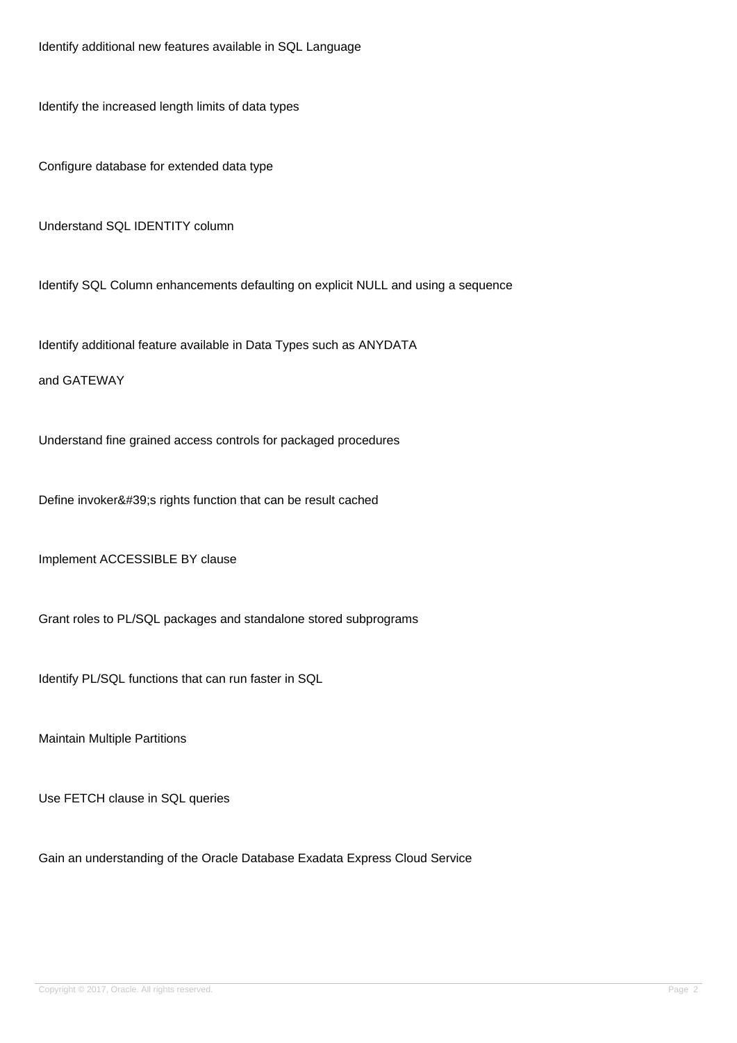Identify additional new features available in SQL Language

Identify the increased length limits of data types

Configure database for extended data type

Understand SQL IDENTITY column

Identify SQL Column enhancements defaulting on explicit NULL and using a sequence

Identify additional feature available in Data Types such as ANYDATA

and GATEWAY

Understand fine grained access controls for packaged procedures

Define invoker&#39;s rights function that can be result cached

Implement ACCESSIBLE BY clause

Grant roles to PL/SQL packages and standalone stored subprograms

Identify PL/SQL functions that can run faster in SQL

Maintain Multiple Partitions

Use FETCH clause in SQL queries

Gain an understanding of the Oracle Database Exadata Express Cloud Service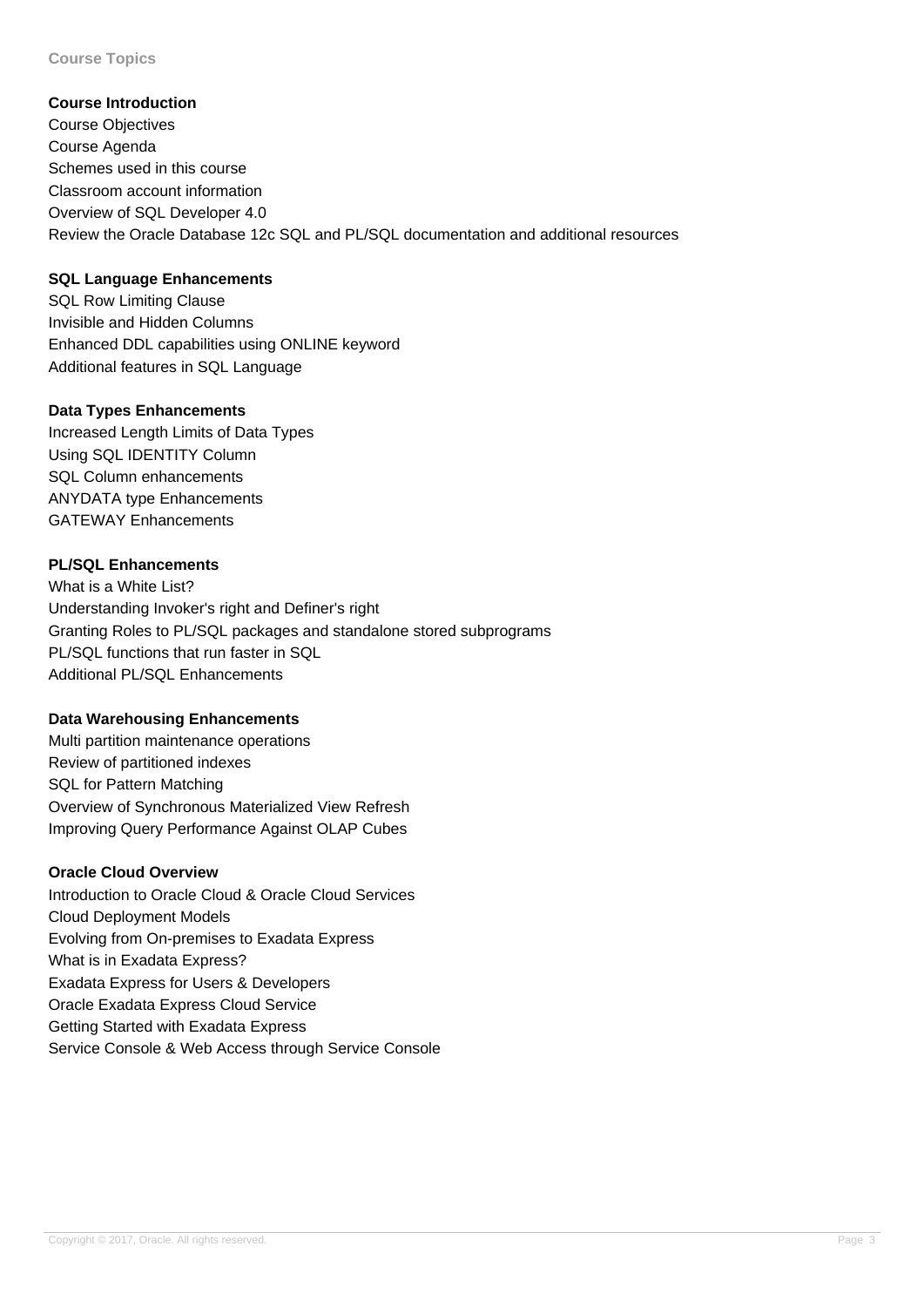## Course Topics

### Course Introduction

Course Objectives
Course Agenda
Schemes used in this course
Classroom account information
Overview of SQL Developer 4.0
Review the Oracle Database 12c SQL and PL/SQL documentation and additional resources

### SQL Language Enhancements

SQL Row Limiting Clause
Invisible and Hidden Columns
Enhanced DDL capabilities using ONLINE keyword
Additional features in SQL Language

### Data Types Enhancements

Increased Length Limits of Data Types
Using SQL IDENTITY Column
SQL Column enhancements
ANYDATA type Enhancements
GATEWAY Enhancements

### PL/SQL Enhancements

What is a White List?
Understanding Invoker's right and Definer's right
Granting Roles to PL/SQL packages and standalone stored subprograms
PL/SQL functions that run faster in SQL
Additional PL/SQL Enhancements

### Data Warehousing Enhancements

Multi partition maintenance operations
Review of partitioned indexes
SQL for Pattern Matching
Overview of Synchronous Materialized View Refresh
Improving Query Performance Against OLAP Cubes

### Oracle Cloud Overview

Introduction to Oracle Cloud & Oracle Cloud Services
Cloud Deployment Models
Evolving from On-premises to Exadata Express
What is in Exadata Express?
Exadata Express for Users & Developers
Oracle Exadata Express Cloud Service
Getting Started with Exadata Express
Service Console & Web Access through Service Console